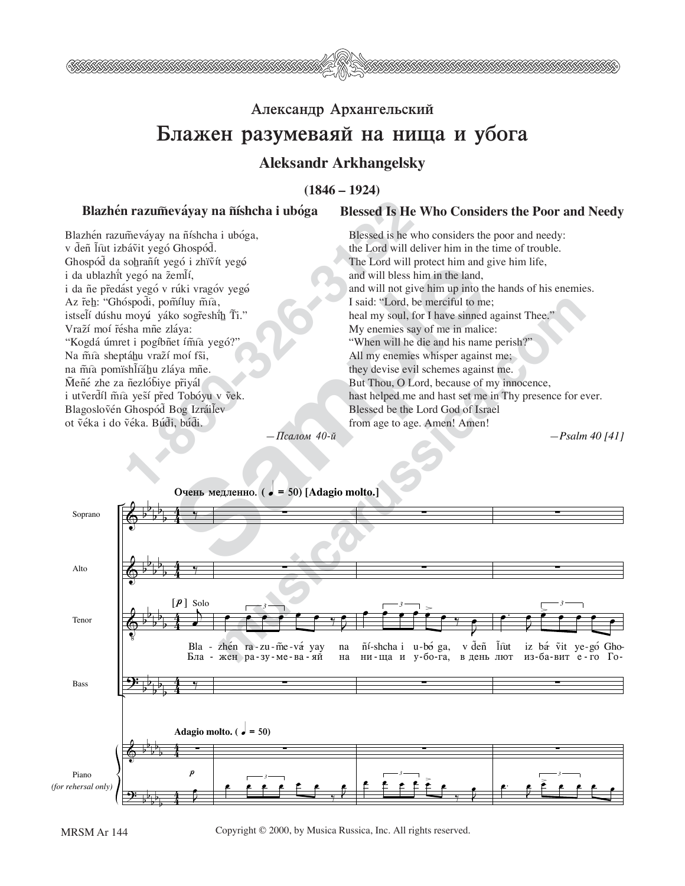## Александр Архангельский

# Блажен разумеваяй на нища и убога

## Aleksandr Arkhangelsky

**(1846 – 1924)**

### Blazhén razum̃eváyay na ñíshcha i ubóga

Blazhén razum̃eváyay na ñíshcha i ubóga,
v d̃eñ l̃ĩut izbáṽit yegó Ghospód̃.
Ghospód̃ da sohrañít yegó i zhĩṽít yegó
i da ublazhít yegó na ž̃emlĩ́,
i da ñe p̃redást yegó v rúki vragóv yegó
Az r̃eh: "Ghóspod̃i, pom̃íluy m̃ĩa,
istsel̃ĩ́ dúshu moyú yáko sog̃reshíh T̃i."
Vraž̃í moí r̃ésha m̃ñe zláya:
"Kogdá úmret i pogíbñet ím̃ĩa yegó?"
Na m̃ĩa sheptáhu vraž̃í moí ṽsi,
na m̃ĩa pom̃ĩshl̃ĩáhu zláya m̃ñe.
M̃eñé zhe za ñezlóbiye p̃riyál
i utṽerd̃íl m̃ĩa yeš̃í p̃red Tobóyu v ṽek.
Blagosloṽén Ghospód̃ Bog Izráiḷev
ot ṽéka i do ṽéka. Búd̃i, búd̃i.

*—Псалом 40-й*

### Blessed Is He Who Considers the Poor and Needy

Blessed is he who considers the poor and needy:
the Lord will deliver him in the time of trouble.
The Lord will protect him and give him life,
and will bless him in the land,
and will not give him up into the hands of his enemies.
I said: "Lord, be merciful to me;
heal my soul, for I have sinned against Thee."
My enemies say of me in malice:
"When will he die and his name perish?"
All my enemies whisper against me;
they devise evil schemes against me.
But Thou, O Lord, because of my innocence,
hast helped me and hast set me in Thy presence for ever.
Blessed be the Lord God of Israel
from age to age. Amen! Amen!

*—Psalm 40 [41]*

**Очень медленно. (♩ = 50) [Adagio molto.]**

Soprano, Alto, Tenor, Bass; Piano (for rehearsal only)

Tenor [*p*] Solo:
Bla - zhén ra-zu-m̃e-vá yay na ñí-shcha i u-bó ga, v d̃eñ l̃ĩut iz bá ṽit ye-gó Gho-
Бла - жен ра-зу-ме-ва-яй на ни-ща и у-бо-га, в день лют из-ба-вит е-го Го-

Copyright © 2000, by Musica Russica, Inc. All rights reserved.

MRSM Ar 144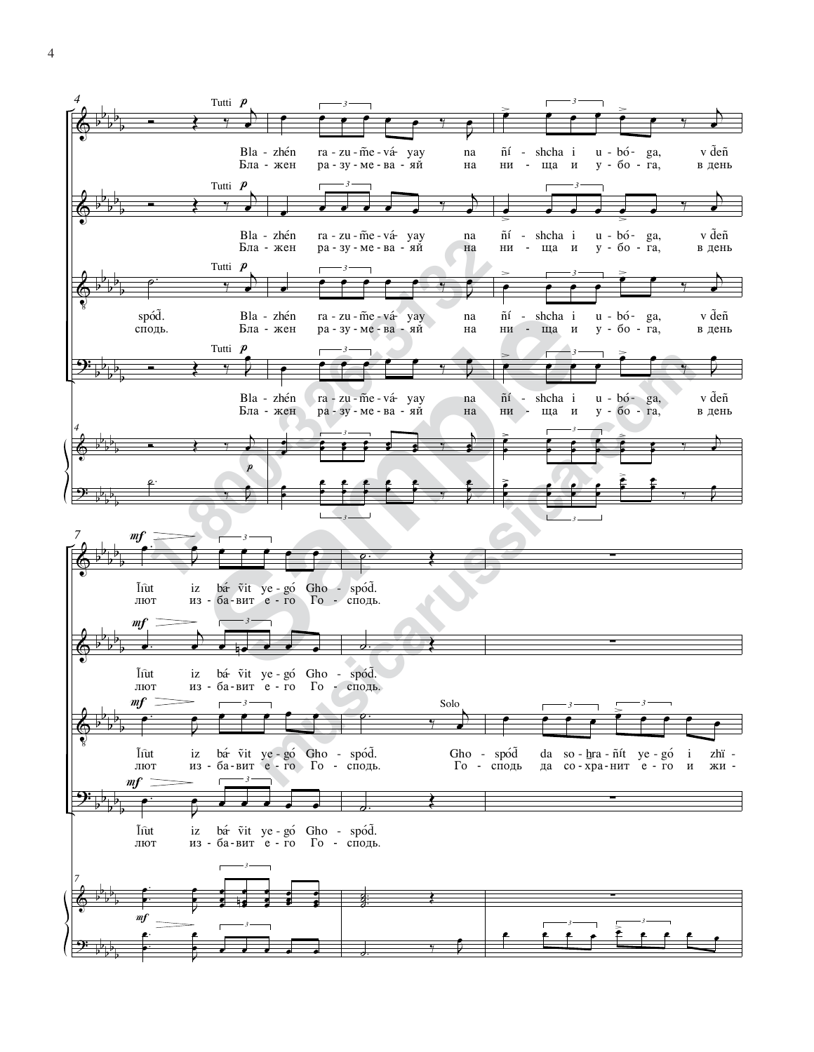Tutti *p*

Bla - zhén ra - zu - m̃e - vá - yay na ñí - shcha i u - bó - ga, v d̃eñ

Бла - жен ра - зу - ме - ва - яй на ни - ща и у - бо - га, в день

spód̃.

сподь.

*mf*

l̃ût iz bá - ṽit ye - gó Gho - spód̃.

лют из - ба - вит е - го Го - сподь.

Solo

Gho - spód̃ da so - hra - ñít ye - gó i zhï -

Го - сподь да со - хра - нит е - го и жи -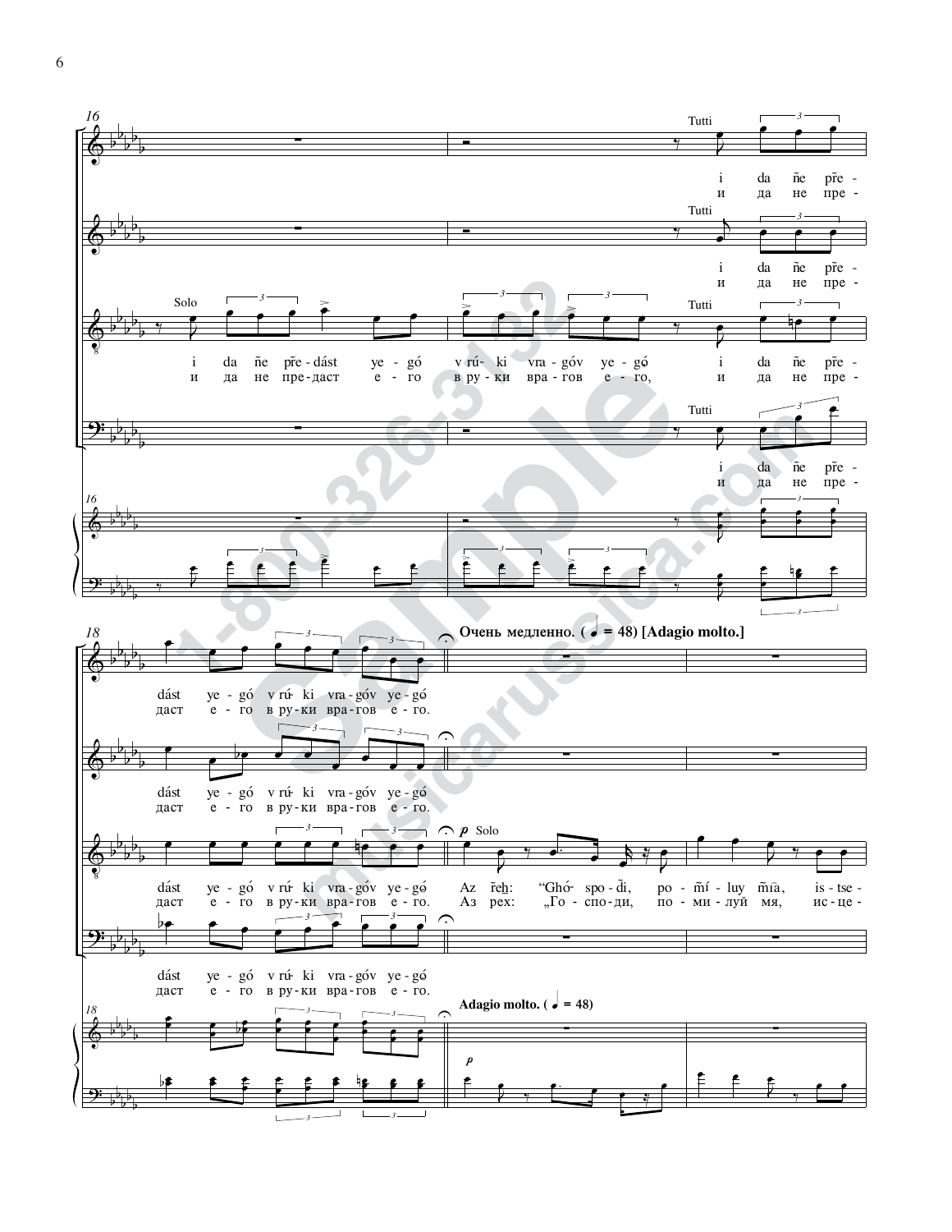Tutti

i da ñe prẽ-
и да не пре-

Solo

i da ñe prẽ-dást ye-gó v rú- ki vra-góv ye-gó i da ñe prẽ-
и да не пре-даст е-го в ру-ки вра-гов е-го, и да не пре-

dást ye-gó v rú- ki vra-góv ye-gó
даст е-го в ру-ки вра-гов е-го.

**Очень медленно. (♩ = 48) [Adagio molto.]**

*p* Solo

Az r̃eh: "Ghó- spo-d̃i, po-m̃í-luy m̃ia, is-tse-
Аз рех: „Го-спо-ди, по-ми-луй мя, ис-це-

**Adagio molto. (♩ = 48)**

*p*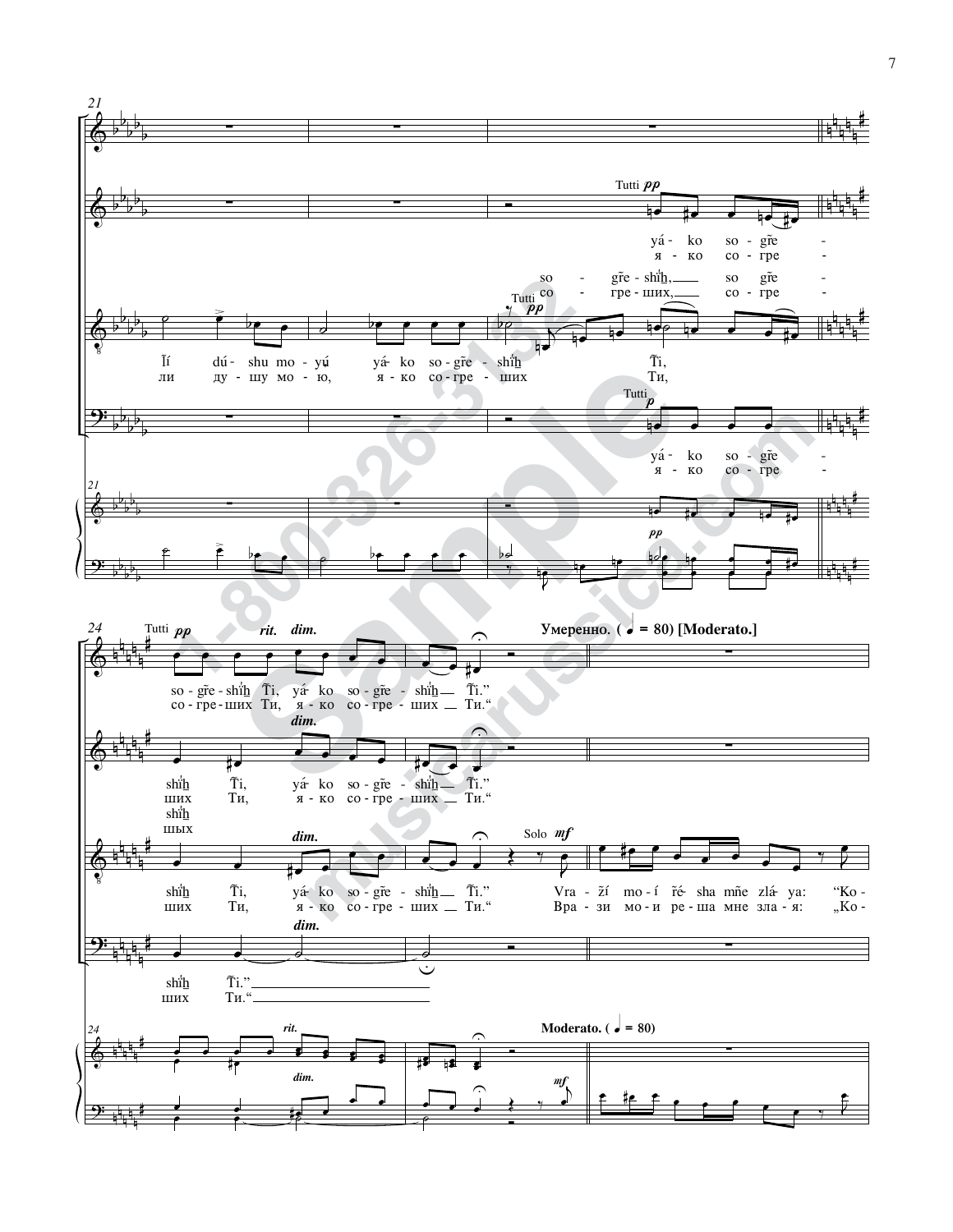Tutti *pp*

yá - ko so - g͠re -
я - ко со - гре -

so - g͠re - shi̋h, so g͠re -
со - гре - ших, со - гре -

Tutti *pp*

Ĩí dú - shu mo - yú yá - ko so - g͠re - shi̋h T͠i,
ли ду - шу мо - ю, я - ко со - гре - ших Ти,

Tutti *p*

yá - ko so - g͠re -
я - ко со - гре -

*pp*

Tutti *pp* *rit.* *dim.*

so - g͠re - shi̋h T͠i, yá ko so - g͠re - shi̋h T͠i."
со - гре - ших Ти, я - ко со - гре - ших Ти."

**Умеренно. (♩ = 80) [Moderato.]**

*dim.*

shi̋h T͠i, yá ko so - g͠re - shi̋h T͠i."
ших Ти, я - ко со - гре - ших Ти."

shi̋h
шых

*dim.*

shi̋h T͠i, yá ko so - g͠re - shi̋h T͠i."
ших Ти, я - ко со - гре - ших Ти."

Solo *mf*

Vra - ží mo - í ŕé - sha m͠ne zlá - ya: "Ko -
Вра - зи мо - и ре - ша мне зла - я: „Ко -

*dim.*

shi̋h T͠i."
ших Ти."

*rit.*

*dim.*

**Moderato. (♩ = 80)**

*mf*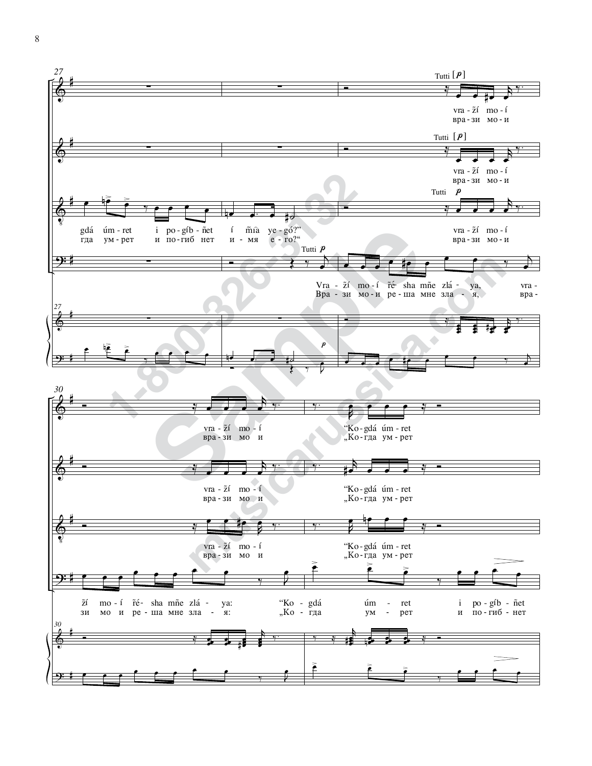27

Tutti [p]

vra - ží mo - í
вра - зи мо - и

Tutti [p]

vra - ží mo - í
вра - зи мо - и

Tutti p

gdá úm - ret i po - gíb - ñet í mía ye - gó?"
гда ум - рет и по - гиб нет и - мя е - го?"

vra - ží mo - í
вра - зи мо - и

Tutti p

Vra - ží mo - í ře - sha mñe zlá - ya, vra -
Вра - зи мо - и ре - ша мне зла - я, вра -

30

vra - ží mo - í "Ko - gdá úm - ret
вра - зи мо и „Ко - гда ум - рет

vra - ží mo - í "Ko - gdá úm - ret
вра - зи мо и „Ко - гда ум - рет

vra - ží mo - í "Ko - gdá úm - ret
вра - зи мо и „Ко - гда ум - рет

ží mo - í ře - sha mñe zlá - ya: "Ko - gdá úm - ret i po - gíb - ñet
зи мо и ре - ша мне зла - я: „Ко - гда ум - рет и по - гиб - нет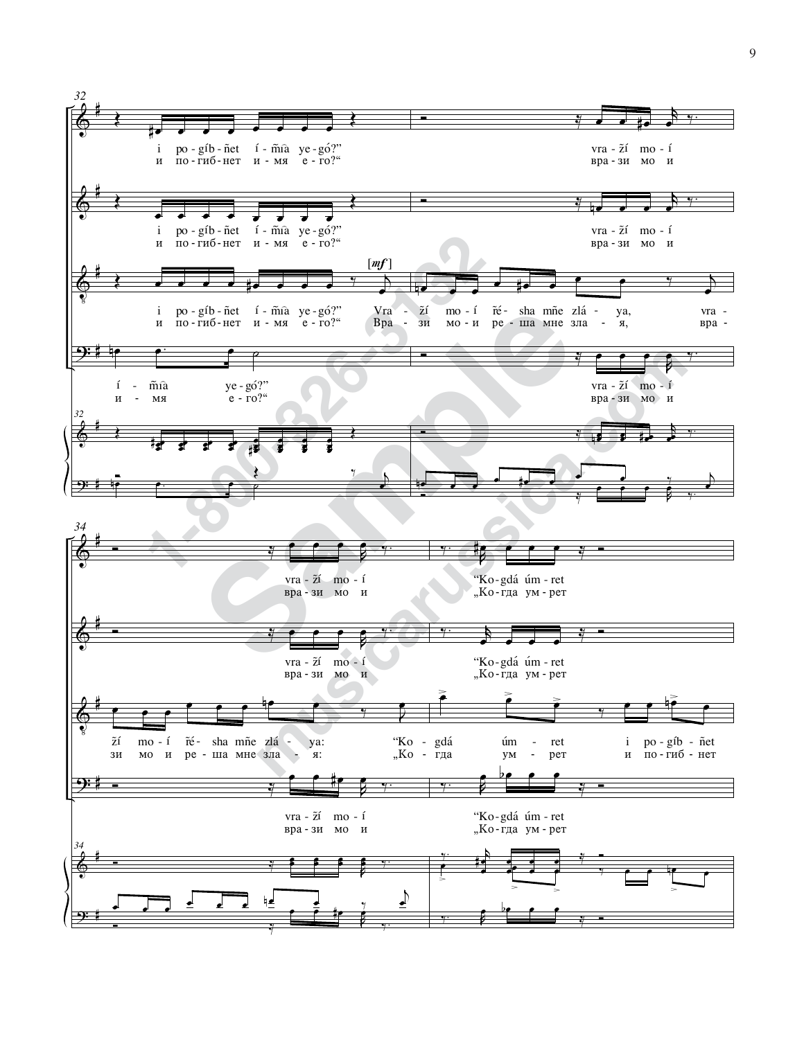i po-gíb-ñet í-m͡ia ye-gó?"
и по-гиб-нет и-мя е-го?"

vra-ží mo-í
вра-зи мо и

i po-gíb-ñet í-m͡ia ye-gó?"
и по-гиб-нет и-мя е-го?"

vra-ží mo-í
вра-зи мо и

[*mf*]

i po-gíb-ñet í-m͡ia ye-gó?" Vra-ží mo-í ře-sha mñe zlá-ya, vra-
и по-гиб-нет и-мя е-го?" Вра-зи мо-и ре-ша мне зла-я, вра-

í-m͡ia ye-gó?"
и-мя е-го?"

vra-ží mo-í
вра-зи мо и

vra-ží mo-í "Ko-gdá úm-ret
вра-зи мо и „Ко-гда ум-рет

vra-ží mo-í "Ko-gdá úm-ret
вра-зи мо и „Ко-гда ум-рет

ží mo-í ře-sha mñe zlá-ya: "Ko-gdá úm-ret i po-gíb-ñet
зи мо и ре-ша мне зла-я: „Ко-гда ум-рет и по-гиб-нет

vra-ží mo-í "Ko-gdá úm-ret
вра-зи мо и „Ко-гда ум-рет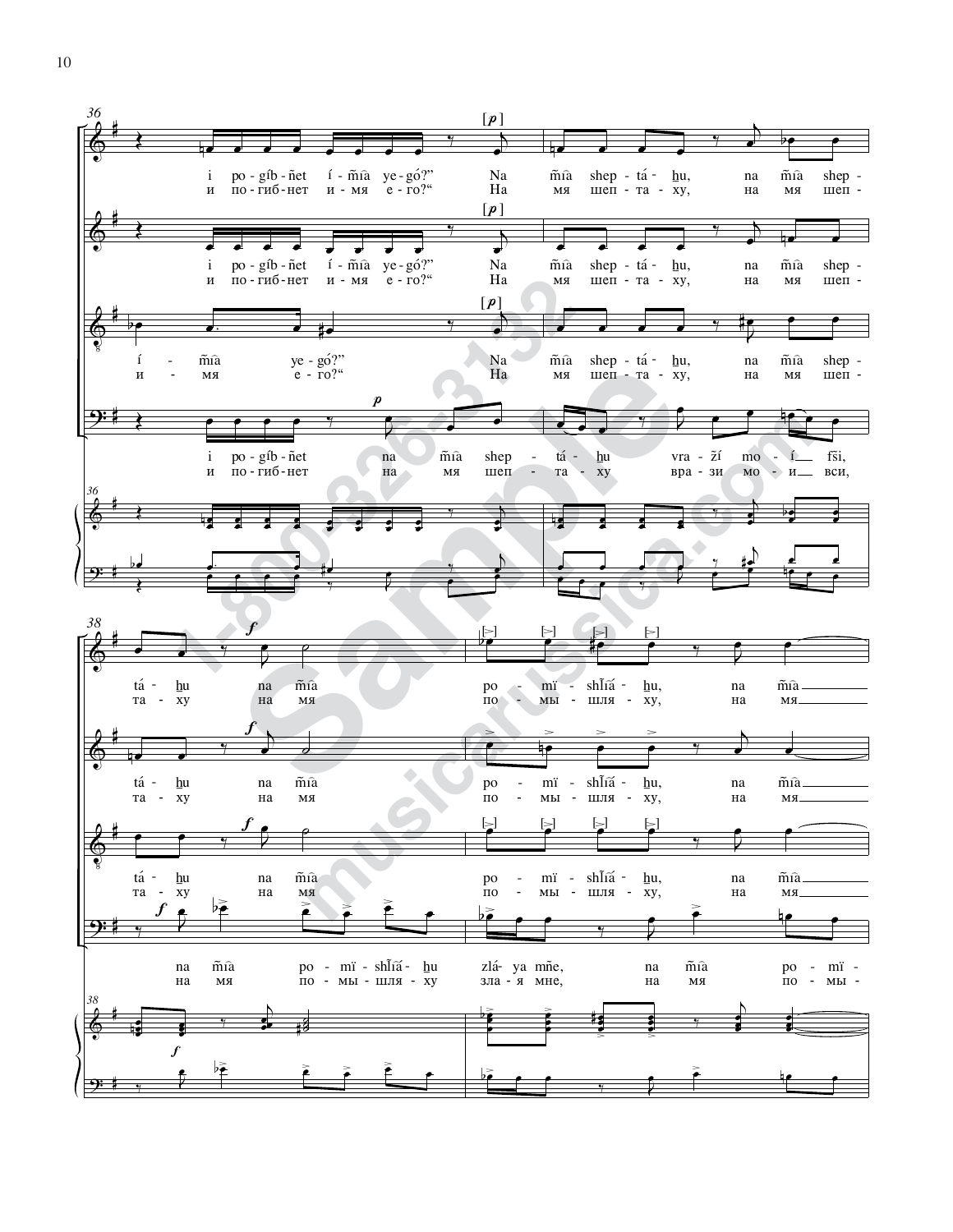36

i po-gíb-ñet í-m͡ia ye-gó?" Na m͡ia shep-tá-h͟u, na m͡ia shep-
и по-гиб-нет и-мя е-го?" На мя шеп-та-ху, на мя шеп-

i po-gíb-ñet í-m͡ia ye-gó?" Na m͡ia shep-tá-h͟u, na m͡ia shep-
и по-гиб-нет и-мя е-го?" На мя шеп-та-ху, на мя шеп-

í - m͡ia ye-gó?" Na m͡ia shep-tá-h͟u, na m͡ia shep-
и - мя е-го?" На мя шеп-та-ху, на мя шеп-

i po-gíb-ñet na m͡ia shep - tá - h͟u vra-ží mo - í fsi,
и по-гиб-нет на мя шеп - та - ху вра-зи мо - и вси,

38

tá-h͟u na m͡ia po-mï-shĺ͡iá-h͟u, na m͡ia
та-ху на мя по-мы-шля-ху, на мя

tá-h͟u na m͡ia po-mï-shĺ͡iá-h͟u, na m͡ia
та-ху на мя по-мы-шля-ху, на мя

tá-h͟u na m͡ia po-mï-shĺ͡iá-h͟u, na m͡ia
та-ху на мя по-мы-шля-ху, на мя

na m͡ia po-mï-shĺ͡iá-h͟u zlá-ya mñe, na m͡ia po-mï-
на мя по-мы-шля-ху зла-я мне, на мя по-мы-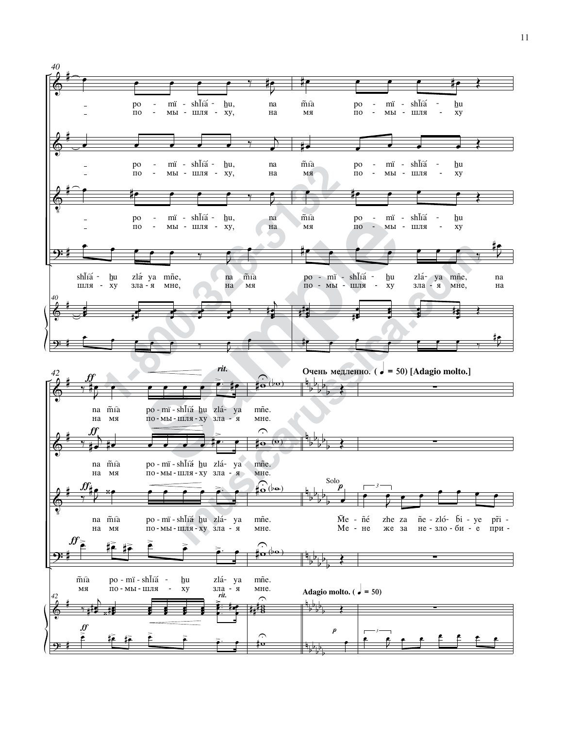ро - мї - шЛ҄ѧ́ - ҳу, на м҃ѧ ро - мї - шЛ҄ѧ́ - ҳу
по - мы - шля - ху, на мя по - мы - шля - ху

ро - мї - шЛ҄ѧ́ - ҳу, на м҃ѧ ро - мї - шЛ҄ѧ́ - ҳу
по - мы - шля - ху, на мя по - мы - шля - ху

ро - мї - шЛ҄ѧ́ - ҳу, на м҃ѧ ро - мї - шЛ҄ѧ́ - ҳу
по - мы - шля - ху, на мя по - мы - шля - ху

шЛ҄ѧ́ - ҳу зла́ ya м҃не, на м҃ѧ ро - мї - шЛ҄ѧ́ - ҳу зла́ - ya м҃не, на
шля - ху зла - я мне, на мя по - мы - шля - ху зла - я мне, на

*ff* *rit.*

**Очень медленно. (♩ = 50) [Adagio molto.]**

na м҃ѧ ро - мї - шЛ҄ѧ́ ҳu зла́- ya м҃не.
на мя по - мы - шля - ху зла - я мне.

na м҃ѧ ро - мї - шЛ҄ѧ́ ҳu зла́- ya м҃не.
на мя по - мы - шля - ху зла - я мне.

na м҃ѧ ро - мї - шЛ҄ѧ́ ҳu зла́- ya м҃не.
на мя по - мы - шля - ху зла - я мне.

Solo *p*

М҃е - не́ zhe za не - зло́ - бі - ye прї -
Ме - не же за не - зло - би - е при -

м҃ѧ ро - мї - шЛ҄ѧ́ - ҳu зла́- ya м҃не.
мя по - мы - шля - ху зла - я мне.

**Adagio molto. (♩ = 50)**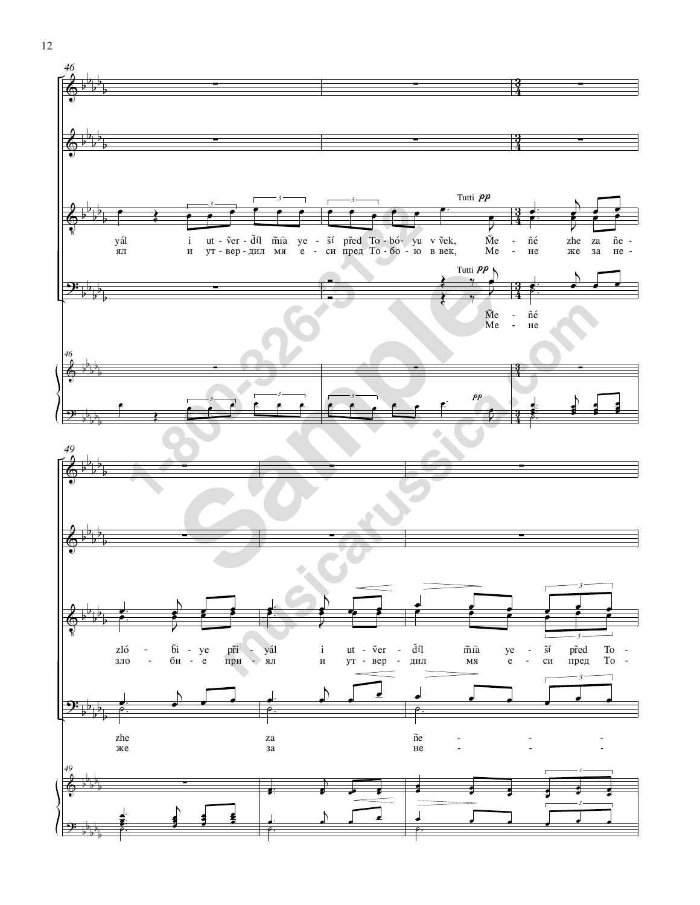yál i ut-ver-díl mia ye-sí pred To-bó-yu v vek, Me-ñé zhe za ñe-

ял и ут-вер-дил мя е-си пред То-бо-ю в век, Ме-не же за не-

Me-ñé

Ме-не

zló-bi-ye pri-yál i ut-ver-díl mia ye-sí pred To-

зло-би-е при-ял и ут-вер-дил мя е-си пред То-

zhe za ñe-

же за не-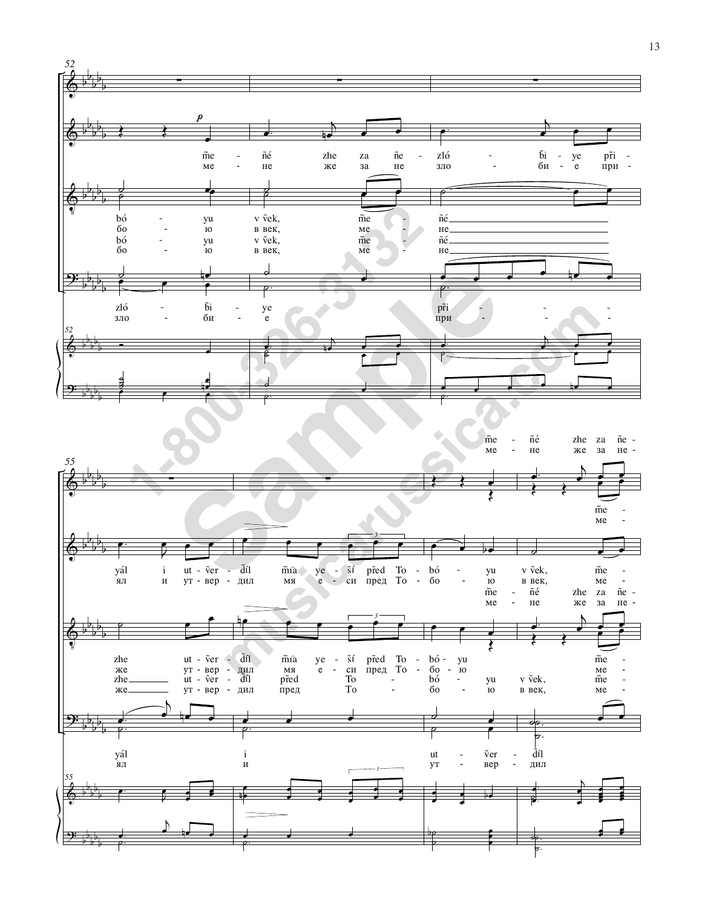52

m̃e - ñé zhe za ñe - zló - b̃i - ye p̃ri -
ме - не же за не зло - би - е при -

bó - yu v ṽek, m̃e - ñé
бо - ю в век, ме - не
bó - yu v ṽek, m̃e - ñé
бо - ю в век, ме - не

zló - b̃i - ye p̃ri -
зло - би - е при -

55

m̃e - ñé zhe za ñe -
ме - не же за не -
m̃e -
ме -

yál i ut - ṽer - d̃íl m̃ía ye - s̃í p̃red To - bó - yu v ṽek, m̃e -
ял и ут - вер - дил мя е - си пред То - бо - ю в век, ме -

m̃e - ñé zhe za ñe -
ме - не же за не -

zhe ut - ṽer - d̃íl m̃ía ye - s̃í p̃red To - bó - yu m̃e -
же ут - вер - дил мя е - си пред То - бо - ю ме -
zhe ut - ṽer - d̃íl p̃red To - bó - yu v ṽek, m̃e -
же ут - вер - дил пред То - бо - ю в век, ме -

yál i ut - ṽer - d̃íl
ял и ут - вер - дил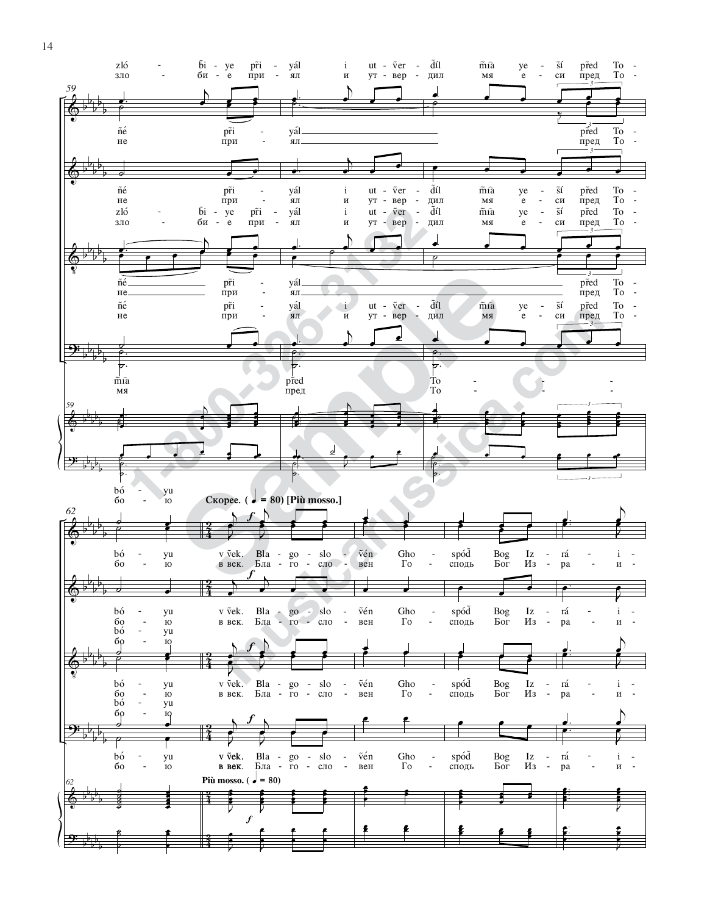zló - bi - ye pri - yál i ut - ver - díl mía ye - sí pred To -
зло - би - е при - ял и ут - вер - дил мя е - си пред То -

né pri - yál pred To -
не при - ял пред То -

né pri - yál i ut - ver - díl mía ye - sí pred To -
не при - ял и ут - вер - дил мя е - си пред То -
zló - bi - ye pri - yál i ut - ver - díl mía ye - sí pred To -
зло - би - е при - ял и ут - вер - дил мя е - си пред То -

né pri - yál pred To -
не при - ял пред То -
né pri - yál i ut - ver - díl mía ye - sí pred To -
не при - ял и ут - вер - дил мя е - си пред То -

mía pred To -
мя пред То -

bó - yu
бо - ю

**Скорее. (♩ = 80) [Più mosso.]**

bó - yu v vek. Bla - go - slo - vén Gho - spód Bog Iz - rá - i -
бо - ю в век. Бла - го - сло - вен Го - сподь Бог Из - ра - и -

bó - yu v vek. Bla - go - slo - vén Gho - spód Bog Iz - rá - i -
бо - ю в век. Бла - го - сло - вен Го - сподь Бог Из - ра - и -
bó - yu
бо - ю

bó - yu v vek. Bla - go - slo - vén Gho - spód Bog Iz - rá - i -
бо - ю в век. Бла - го - сло - вен Го - сподь Бог Из - ра - и -
bó - yu
бо - ю

bó - yu v vek. Bla - go - slo - vén Gho - spód Bog Iz - rá - i -
бо - ю в век. Бла - го - сло - вен Го - сподь Бог Из - ра - и -

**Più mosso. (♩ = 80)**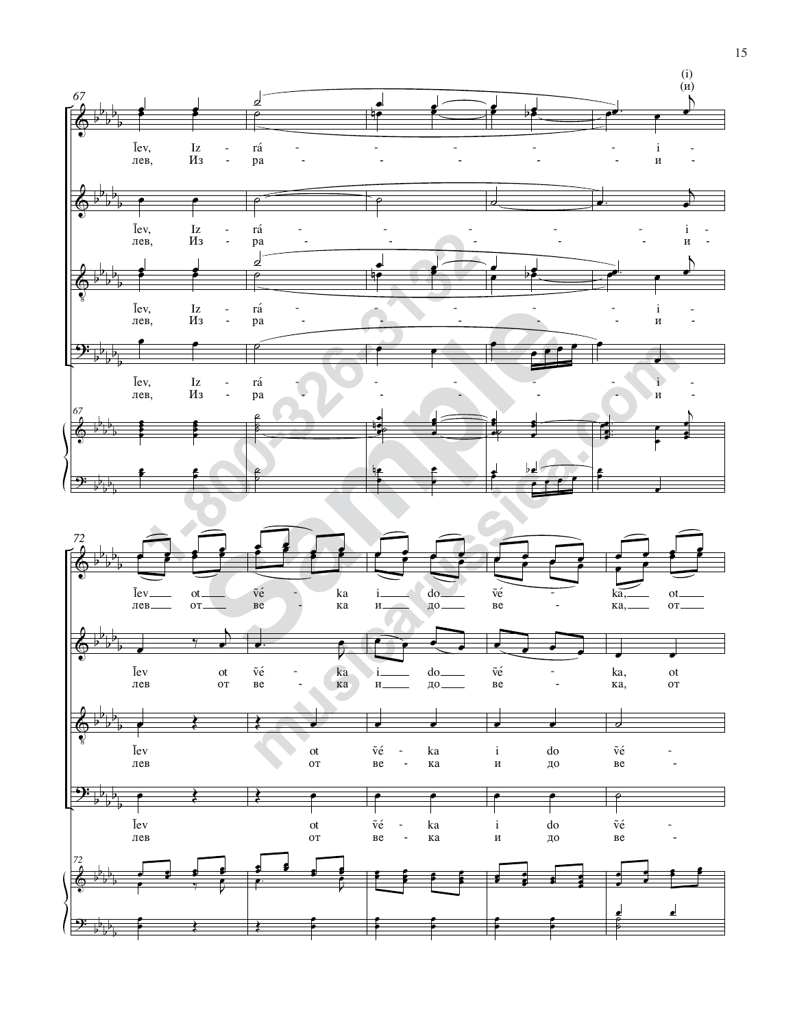(i)
(и)

Ĭev, Iz - rá - i -
лев, Из - ра - и -

Ĭev, Iz - rá - i -
лев, Из - ра - и -

Ĭev, Iz - rá - i -
лев, Из - ра - и -

Ĭev, Iz - rá - i -
лев, Из - ра - и -

Ĭev ot ṽé - ka i do ṽé - ka, ot
лев от ве - ка и до ве - ка, от

Ĭev ot ṽé - ka i do ṽé - ka, ot
лев от ве - ка и до ве - ка, от

Ĭev ot ṽé - ka i do ṽé -
лев от ве - ка и до ве -

Ĭev ot ṽé - ka i do ṽé -
лев от ве - ка и до ве -